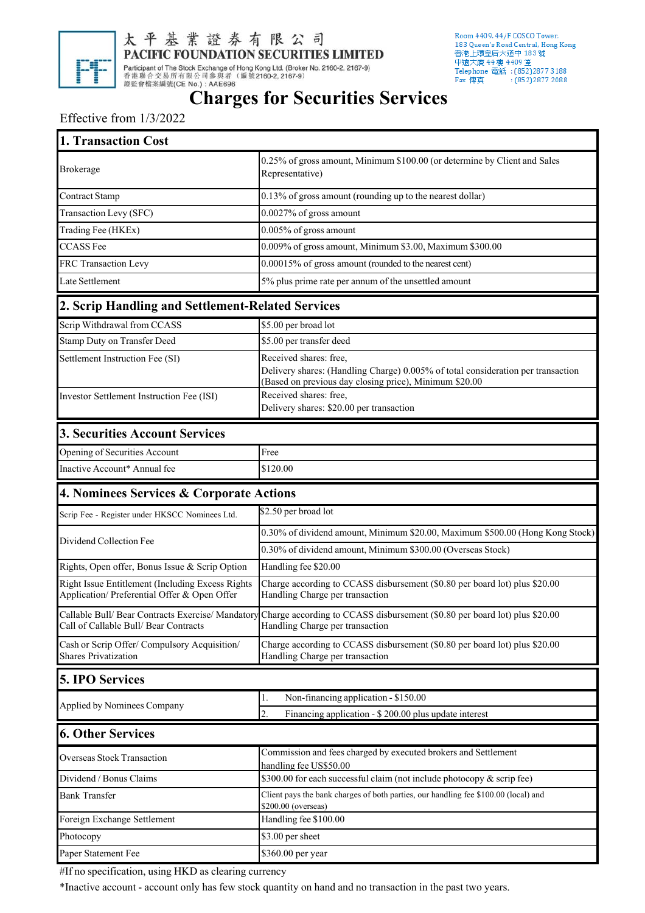太平基業證券有限公司
**PACIFIC FOUNDATION SECURITIES LIMITED**
Participant of The Stock Exchange of Hong Kong Ltd. (Broker No. 2160-2, 2167-9)
香港聯合交易所有限公司參與者 （編號2160-2, 2167-9）
證監會檔案編號(CE No.)：AAE696

Room 4409, 44/F COSCO Tower,
183 Queen's Road Central, Hong Kong
香港上環皇后大道中 183 號
中遠大廈 44 樓 4409 室
Telephone 電話 ：(852)2877 3188
Fax 傳真 ：(852)2877 2088

# Charges for Securities Services

Effective from 1/3/2022

## 1. Transaction Cost

| Item | Charge |
|---|---|
| Brokerage | 0.25% of gross amount, Minimum $100.00 (or determine by Client and Sales Representative) |
| Contract Stamp | 0.13% of gross amount (rounding up to the nearest dollar) |
| Transaction Levy (SFC) | 0.0027% of gross amount |
| Trading Fee (HKEx) | 0.005% of gross amount |
| CCASS Fee | 0.009% of gross amount, Minimum $3.00, Maximum $300.00 |
| FRC Transaction Levy | 0.00015% of gross amount (rounded to the nearest cent) |
| Late Settlement | 5% plus prime rate per annum of the unsettled amount |

## 2. Scrip Handling and Settlement-Related Services

| Item | Charge |
|---|---|
| Scrip Withdrawal from CCASS | $5.00 per broad lot |
| Stamp Duty on Transfer Deed | $5.00 per transfer deed |
| Settlement Instruction Fee (SI) | Received shares: free,<br>Delivery shares: (Handling Charge) 0.005% of total consideration per transaction (Based on previous day closing price), Minimum $20.00 |
| Investor Settlement Instruction Fee (ISI) | Received shares: free,<br>Delivery shares: $20.00 per transaction |

## 3. Securities Account Services

| Item | Charge |
|---|---|
| Opening of Securities Account | Free |
| Inactive Account* Annual fee | $120.00 |

## 4. Nominees Services & Corporate Actions

| Item | Charge |
|---|---|
| Scrip Fee - Register under HKSCC Nominees Ltd. | $2.50 per broad lot |
| Dividend Collection Fee | 0.30% of dividend amount, Minimum $20.00, Maximum $500.00 (Hong Kong Stock) |
| | 0.30% of dividend amount, Minimum $300.00 (Overseas Stock) |
| Rights, Open offer, Bonus Issue & Scrip Option | Handling fee $20.00 |
| Right Issue Entitlement (Including Excess Rights Application/ Preferential Offer & Open Offer | Charge according to CCASS disbursement ($0.80 per board lot) plus $20.00 Handling Charge per transaction |
| Callable Bull/ Bear Contracts Exercise/ Mandatory Call of Callable Bull/ Bear Contracts | Charge according to CCASS disbursement ($0.80 per board lot) plus $20.00 Handling Charge per transaction |
| Cash or Scrip Offer/ Compulsory Acquisition/ Shares Privatization | Charge according to CCASS disbursement ($0.80 per board lot) plus $20.00 Handling Charge per transaction |

## 5. IPO Services

| Item | Charge |
|---|---|
| Applied by Nominees Company | 1. Non-financing application - $150.00 |
| | 2. Financing application - $ 200.00 plus update interest |

## 6. Other Services

| Item | Charge |
|---|---|
| Overseas Stock Transaction | Commission and fees charged by executed brokers and Settlement handling fee US$50.00 |
| Dividend / Bonus Claims | $300.00 for each successful claim (not include photocopy & scrip fee) |
| Bank Transfer | Client pays the bank charges of both parties, our handling fee $100.00 (local) and $200.00 (overseas) |
| Foreign Exchange Settlement | Handling fee $100.00 |
| Photocopy | $3.00 per sheet |
| Paper Statement Fee | $360.00 per year |

#If no specification, using HKD as clearing currency

*Inactive account - account only has few stock quantity on hand and no transaction in the past two years.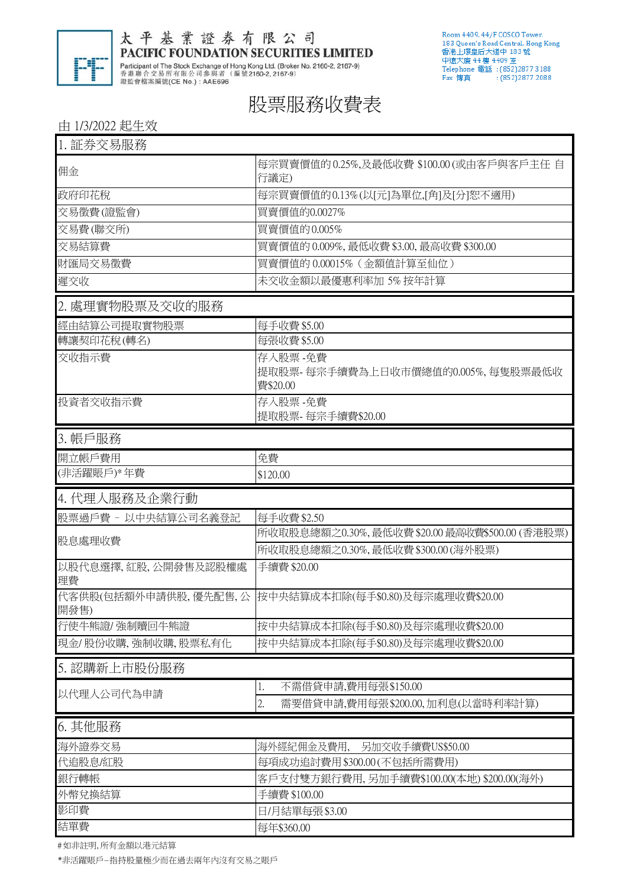太 平 基 業 證 券 有 限 公 司
**PACIFIC FOUNDATION SECURITIES LIMITED**
Participant of The Stock Exchange of Hong Kong Ltd. (Broker No. 2160-2, 2167-9)
香港聯合交易所有限公司參與者（編號2160-2, 2167-9）
證監會檔案編號(CE No.) : AAE696

Room 4409, 44/F COSCO Tower,
183 Queen's Road Central, Hong Kong
香港上環皇后大道中 183 號
中遠大廈 44 樓 4409 室
Telephone 電話 : (852)2877 3188
Fax 傳真 : (852)2877 2088

# 股票服務收費表

由 1/3/2022 起生效

| | |
|---|---|
| **1. 証券交易服務** | |
| 佣金 | 每宗買賣價值的 0.25%,及最低收費 $100.00 (或由客戶與客戶主任 自行議定) |
| 政府印花稅 | 每宗買賣價值的 0.13% (以[元]為單位,[角]及[分]忽不適用) |
| 交易徵費 (證監會) | 買賣價值的0.0027% |
| 交易費 (聯交所) | 買賣價值的 0.005% |
| 交易結算費 | 買賣價值的 0.009%, 最低收費 $3.00, 最高收費 $300.00 |
| 財匯局交易徵費 | 買賣價值的 0.00015%（金額值計算至仙位） |
| 遲交收 | 未交收金額以最優惠利率加 5% 按年計算 |
| **2. 處理實物股票及交收的服務** | |
| 經由結算公司提取實物股票 | 每手收費 $5.00 |
| 轉讓契印花稅 (轉名) | 每張收費 $5.00 |
| 交收指示費 | 存入股票 -免費<br>提取股票- 每宗手續費為上日收市價總值的0.005%, 每隻股票最低收費$20.00 |
| 投資者交收指示費 | 存入股票 -免費<br>提取股票- 每宗手續費$20.00 |
| **3. 帳戶服務** | |
| 開立帳戶費用 | 免費 |
| (非活躍賬戶)* 年費 | $120.00 |
| **4. 代理人服務及企業行動** | |
| 股票過戶費 – 以中央結算公司名義登記 | 每手收費 $2.50 |
| 股息處理收費 | 所收取股息總額之0.30%, 最低收費 $20.00 最高收費$500.00 (香港股票) |
| | 所收取股息總額之0.30%, 最低收費 $300.00 (海外股票) |
| 以股代息選擇, 紅股, 公開發售及認股權處理費 | 手續費 $20.00 |
| 代客供股(包括額外申請供股, 優先配售, 公開發售) | 按中央結算成本扣除(每手$0.80)及每宗處理收費$20.00 |
| 行使牛熊證/ 強制贖回牛熊證 | 按中央結算成本扣除(每手$0.80)及每宗處理收費$20.00 |
| 現金/ 股份收購, 強制收購, 股票私有化 | 按中央結算成本扣除(每手$0.80)及每宗處理收費$20.00 |
| **5. 認購新上市股份服務** | |
| 以代理人公司代為申請 | 1. 不需借貸申請,費用每張$150.00 |
| | 2. 需要借貸申請,費用每張$200.00, 加利息(以當時利率計算) |
| **6. 其他服務** | |
| 海外證券交易 | 海外經紀佣金及費用, 另加交收手續費US$50.00 |
| 代追股息/紅股 | 每項成功追討費用 $300.00 (不包括所需費用) |
| 銀行轉帳 | 客戶支付雙方銀行費用, 另加手續費$100.00(本地) $200.00(海外) |
| 外幣兌換結算 | 手續費 $100.00 |
| 影印費 | 日/月結單每張 $3.00 |
| 結單費 | 每年$360.00 |

# 如非註明, 所有金額以港元結算

*非活躍賬戶–指持股量極少而在過去兩年內沒有交易之賬戶